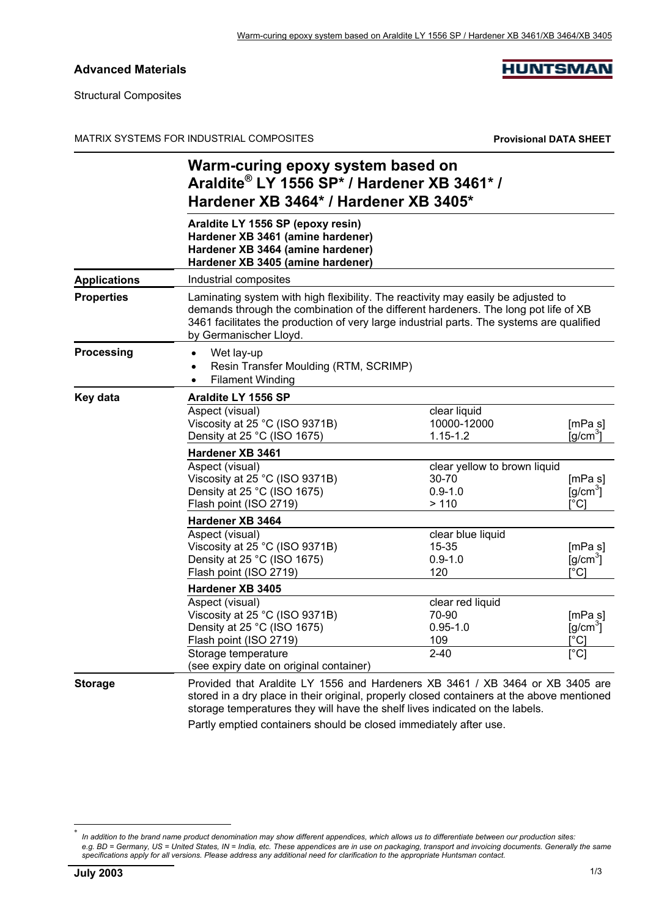**Advanced Materials**

**HUNTSMAN**

Structural Composites

MATRIX SYSTEMS FOR INDUSTRIAL COMPOSITES **Provisional DATA SHEET**

# Warm-curing epoxy system based on Araldite® LY 1556 SP* / Hardener XB 3461* / Hardener XB 3464* / Hardener XB 3405*

**Araldite LY 1556 SP (epoxy resin)**
**Hardener XB 3461 (amine hardener)**
**Hardener XB 3464 (amine hardener)**
**Hardener XB 3405 (amine hardener)**

**Applications**

Industrial composites

**Properties**

Laminating system with high flexibility. The reactivity may easily be adjusted to demands through the combination of the different hardeners. The long pot life of XB 3461 facilitates the production of very large industrial parts. The systems are qualified by Germanischer Lloyd.

**Processing**

- Wet lay-up
- Resin Transfer Moulding (RTM, SCRIMP)
- Filament Winding

**Key data**

| **Araldite LY 1556 SP** | | |
|---|---|---|
| Aspect (visual) | clear liquid | |
| Viscosity at 25 °C (ISO 9371B) | 10000-12000 | [mPa s] |
| Density at 25 °C (ISO 1675) | 1.15-1.2 | [g/cm$^3$] |

| **Hardener XB 3461** | | |
|---|---|---|
| Aspect (visual) | clear yellow to brown liquid | |
| Viscosity at 25 °C (ISO 9371B) | 30-70 | [mPa s] |
| Density at 25 °C (ISO 1675) | 0.9-1.0 | [g/cm$^3$] |
| Flash point (ISO 2719) | > 110 | [°C] |

| **Hardener XB 3464** | | |
|---|---|---|
| Aspect (visual) | clear blue liquid | |
| Viscosity at 25 °C (ISO 9371B) | 15-35 | [mPa s] |
| Density at 25 °C (ISO 1675) | 0.9-1.0 | [g/cm$^3$] |
| Flash point (ISO 2719) | 120 | [°C] |

| **Hardener XB 3405** | | |
|---|---|---|
| Aspect (visual) | clear red liquid | |
| Viscosity at 25 °C (ISO 9371B) | 70-90 | [mPa s] |
| Density at 25 °C (ISO 1675) | 0.95-1.0 | [g/cm$^3$] |
| Flash point (ISO 2719) | 109 | [°C] |
| Storage temperature (see expiry date on original container) | 2-40 | [°C] |

**Storage**

Provided that Araldite LY 1556 and Hardeners XB 3461 / XB 3464 or XB 3405 are stored in a dry place in their original, properly closed containers at the above mentioned storage temperatures they will have the shelf lives indicated on the labels.

Partly emptied containers should be closed immediately after use.

---

* *In addition to the brand name product denomination may show different appendices, which allows us to differentiate between our production sites: e.g. BD = Germany, US = United States, IN = India, etc. These appendices are in use on packaging, transport and invoicing documents. Generally the same specifications apply for all versions. Please address any additional need for clarification to the appropriate Huntsman contact.*

**July 2003**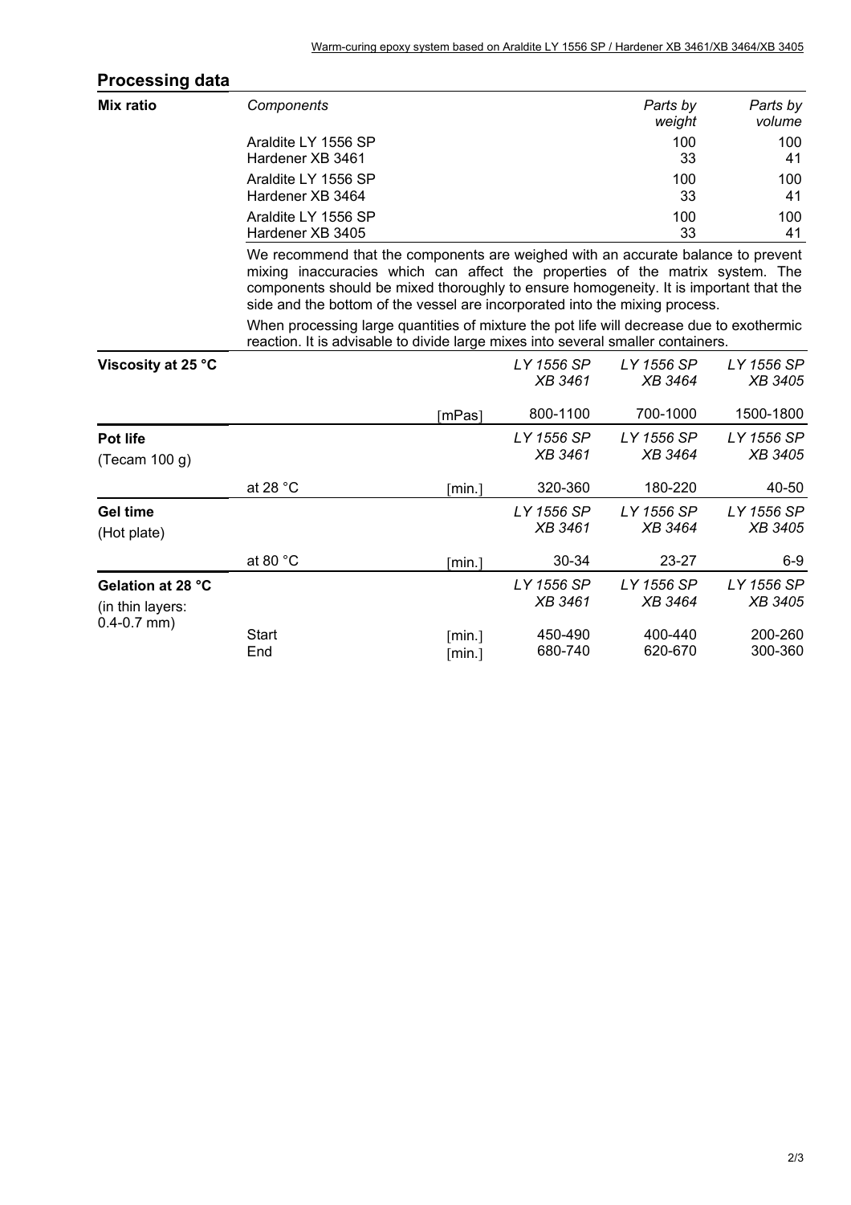## Processing data

**Mix ratio**

| Components | Parts by weight | Parts by volume |
|---|---|---|
| Araldite LY 1556 SP | 100 | 100 |
| Hardener XB 3461 | 33 | 41 |
| Araldite LY 1556 SP | 100 | 100 |
| Hardener XB 3464 | 33 | 41 |
| Araldite LY 1556 SP | 100 | 100 |
| Hardener XB 3405 | 33 | 41 |

We recommend that the components are weighed with an accurate balance to prevent mixing inaccuracies which can affect the properties of the matrix system. The components should be mixed thoroughly to ensure homogeneity. It is important that the side and the bottom of the vessel are incorporated into the mixing process.

When processing large quantities of mixture the pot life will decrease due to exothermic reaction. It is advisable to divide large mixes into several smaller containers.

| | | | *LY 1556 SP XB 3461* | *LY 1556 SP XB 3464* | *LY 1556 SP XB 3405* |
|---|---|---|---|---|---|
| **Viscosity at 25 °C** | | [mPas] | 800-1100 | 700-1000 | 1500-1800 |
| **Pot life** (Tecam 100 g) | at 28 °C | [min.] | 320-360 | 180-220 | 40-50 |
| **Gel time** (Hot plate) | at 80 °C | [min.] | 30-34 | 23-27 | 6-9 |
| **Gelation at 28 °C** (in thin layers: 0.4-0.7 mm) | Start | [min.] | 450-490 | 400-440 | 200-260 |
| | End | [min.] | 680-740 | 620-670 | 300-360 |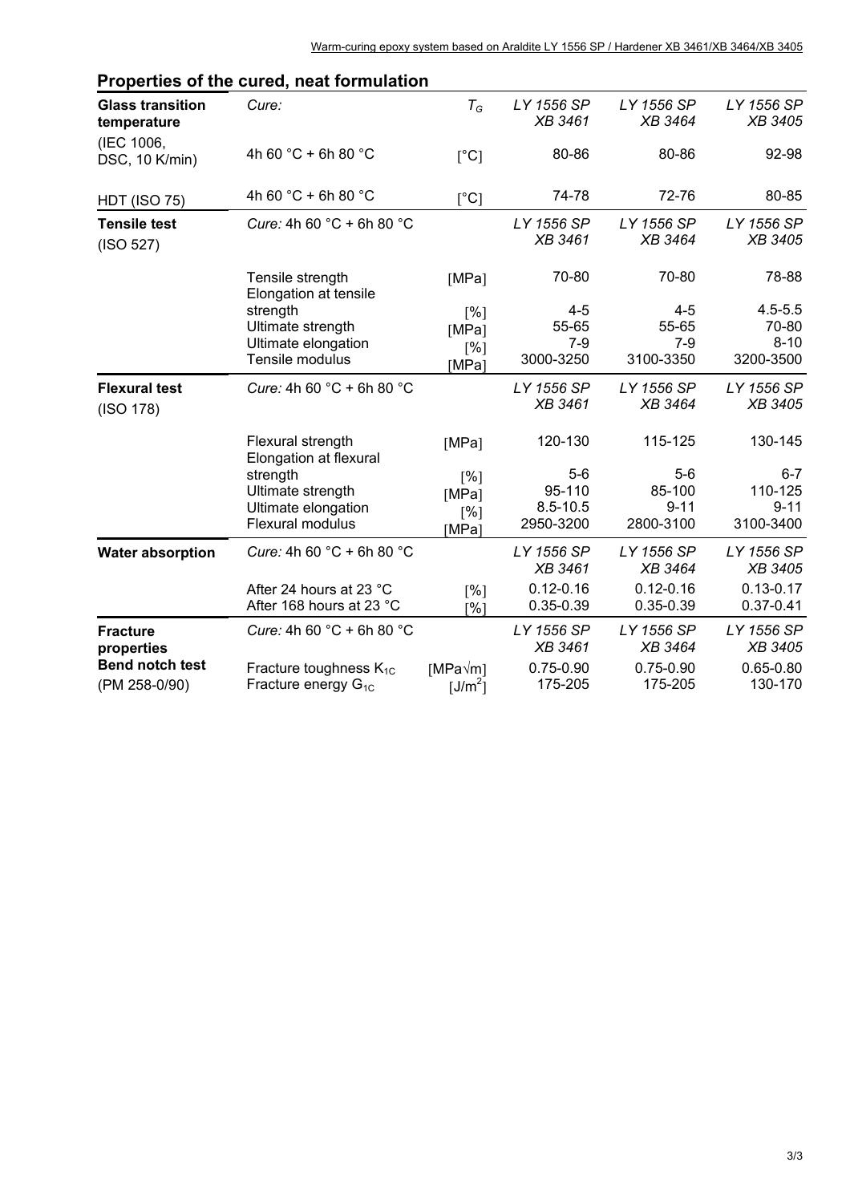## Properties of the cured, neat formulation

| **Glass transition temperature** | *Cure:* | $T_G$ | *LY 1556 SP XB 3461* | *LY 1556 SP XB 3464* | *LY 1556 SP XB 3405* |
|---|---|---|---|---|---|
| (IEC 1006, DSC, 10 K/min) | 4h 60 °C + 6h 80 °C | [°C] | 80-86 | 80-86 | 92-98 |
| HDT (ISO 75) | 4h 60 °C + 6h 80 °C | [°C] | 74-78 | 72-76 | 80-85 |
| **Tensile test** (ISO 527) | *Cure:* 4h 60 °C + 6h 80 °C | | *LY 1556 SP XB 3461* | *LY 1556 SP XB 3464* | *LY 1556 SP XB 3405* |
| | Tensile strength | [MPa] | 70-80 | 70-80 | 78-88 |
| | Elongation at tensile strength | [%] | 4-5 | 4-5 | 4.5-5.5 |
| | Ultimate strength | [MPa] | 55-65 | 55-65 | 70-80 |
| | Ultimate elongation | [%] | 7-9 | 7-9 | 8-10 |
| | Tensile modulus | [MPa] | 3000-3250 | 3100-3350 | 3200-3500 |
| **Flexural test** (ISO 178) | *Cure:* 4h 60 °C + 6h 80 °C | | *LY 1556 SP XB 3461* | *LY 1556 SP XB 3464* | *LY 1556 SP XB 3405* |
| | Flexural strength | [MPa] | 120-130 | 115-125 | 130-145 |
| | Elongation at flexural strength | [%] | 5-6 | 5-6 | 6-7 |
| | Ultimate strength | [MPa] | 95-110 | 85-100 | 110-125 |
| | Ultimate elongation | [%] | 8.5-10.5 | 9-11 | 9-11 |
| | Flexural modulus | [MPa] | 2950-3200 | 2800-3100 | 3100-3400 |
| **Water absorption** | *Cure:* 4h 60 °C + 6h 80 °C | | *LY 1556 SP XB 3461* | *LY 1556 SP XB 3464* | *LY 1556 SP XB 3405* |
| | After 24 hours at 23 °C | [%] | 0.12-0.16 | 0.12-0.16 | 0.13-0.17 |
| | After 168 hours at 23 °C | [%] | 0.35-0.39 | 0.35-0.39 | 0.37-0.41 |
| **Fracture properties** | *Cure:* 4h 60 °C + 6h 80 °C | | *LY 1556 SP XB 3461* | *LY 1556 SP XB 3464* | *LY 1556 SP XB 3405* |
| **Bend notch test** (PM 258-0/90) | Fracture toughness $K_{1C}$ | [MPa√m] | 0.75-0.90 | 0.75-0.90 | 0.65-0.80 |
| | Fracture energy $G_{1C}$ | [$J/m^2$] | 175-205 | 175-205 | 130-170 |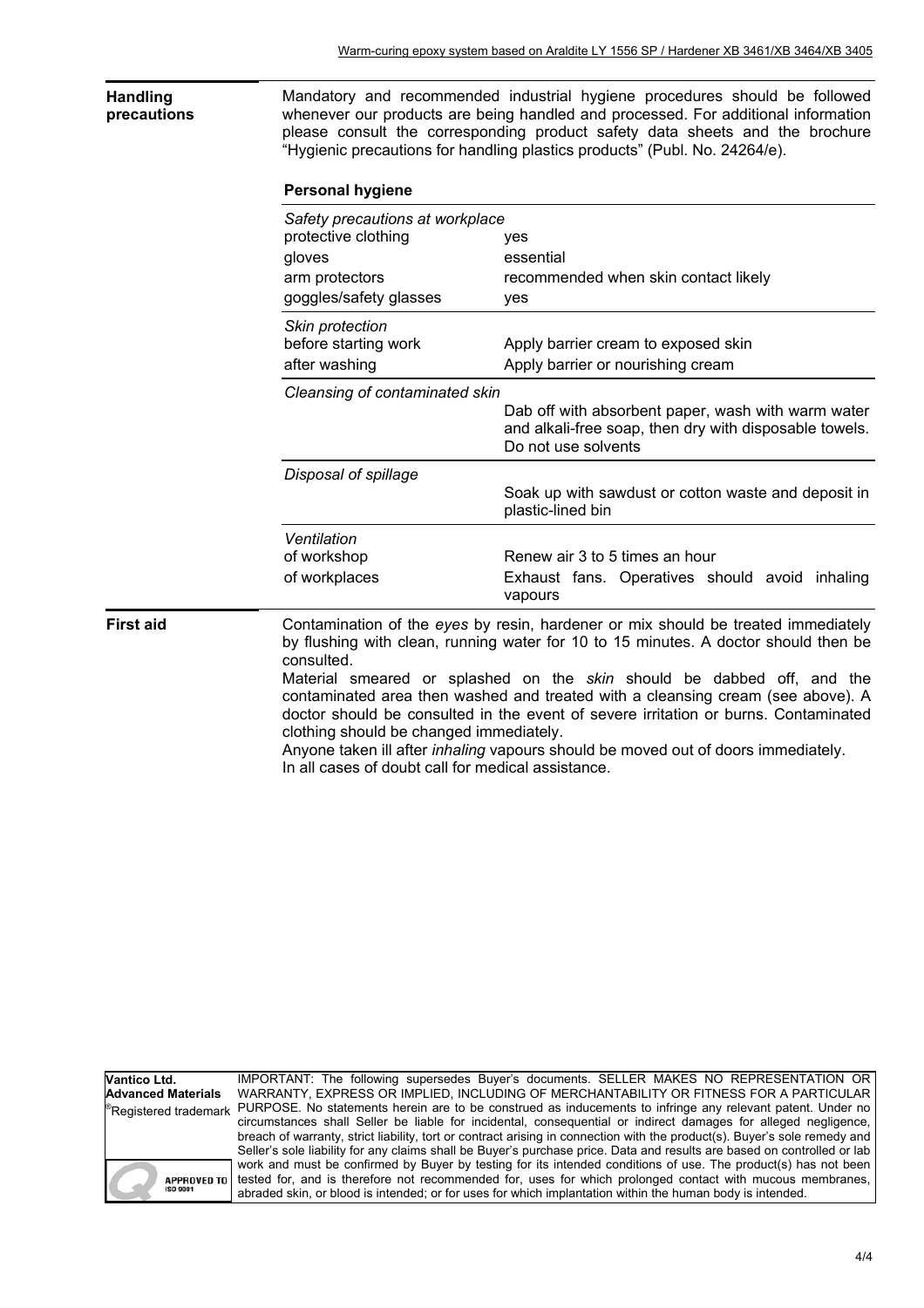## Handling precautions

Mandatory and recommended industrial hygiene procedures should be followed whenever our products are being handled and processed. For additional information please consult the corresponding product safety data sheets and the brochure "Hygienic precautions for handling plastics products" (Publ. No. 24264/e).

### Personal hygiene

| | |
|---|---|
| *Safety precautions at workplace* | |
| protective clothing | yes |
| gloves | essential |
| arm protectors | recommended when skin contact likely |
| goggles/safety glasses | yes |
| *Skin protection* | |
| before starting work | Apply barrier cream to exposed skin |
| after washing | Apply barrier or nourishing cream |
| *Cleansing of contaminated skin* | Dab off with absorbent paper, wash with warm water and alkali-free soap, then dry with disposable towels. Do not use solvents |
| *Disposal of spillage* | Soak up with sawdust or cotton waste and deposit in plastic-lined bin |
| *Ventilation* | |
| of workshop | Renew air 3 to 5 times an hour |
| of workplaces | Exhaust fans. Operatives should avoid inhaling vapours |

## First aid

Contamination of the *eyes* by resin, hardener or mix should be treated immediately by flushing with clean, running water for 10 to 15 minutes. A doctor should then be consulted.

Material smeared or splashed on the *skin* should be dabbed off, and the contaminated area then washed and treated with a cleansing cream (see above). A doctor should be consulted in the event of severe irritation or burns. Contaminated clothing should be changed immediately.

Anyone taken ill after *inhaling* vapours should be moved out of doors immediately.

In all cases of doubt call for medical assistance.

**Vantico Ltd.**
**Advanced Materials**
®Registered trademark

APPROVED TO ISO 9001

IMPORTANT: The following supersedes Buyer's documents. SELLER MAKES NO REPRESENTATION OR WARRANTY, EXPRESS OR IMPLIED, INCLUDING OF MERCHANTABILITY OR FITNESS FOR A PARTICULAR PURPOSE. No statements herein are to be construed as inducements to infringe any relevant patent. Under no circumstances shall Seller be liable for incidental, consequential or indirect damages for alleged negligence, breach of warranty, strict liability, tort or contract arising in connection with the product(s). Buyer's sole remedy and Seller's sole liability for any claims shall be Buyer's purchase price. Data and results are based on controlled or lab work and must be confirmed by Buyer by testing for its intended conditions of use. The product(s) has not been tested for, and is therefore not recommended for, uses for which prolonged contact with mucous membranes, abraded skin, or blood is intended; or for uses for which implantation within the human body is intended.